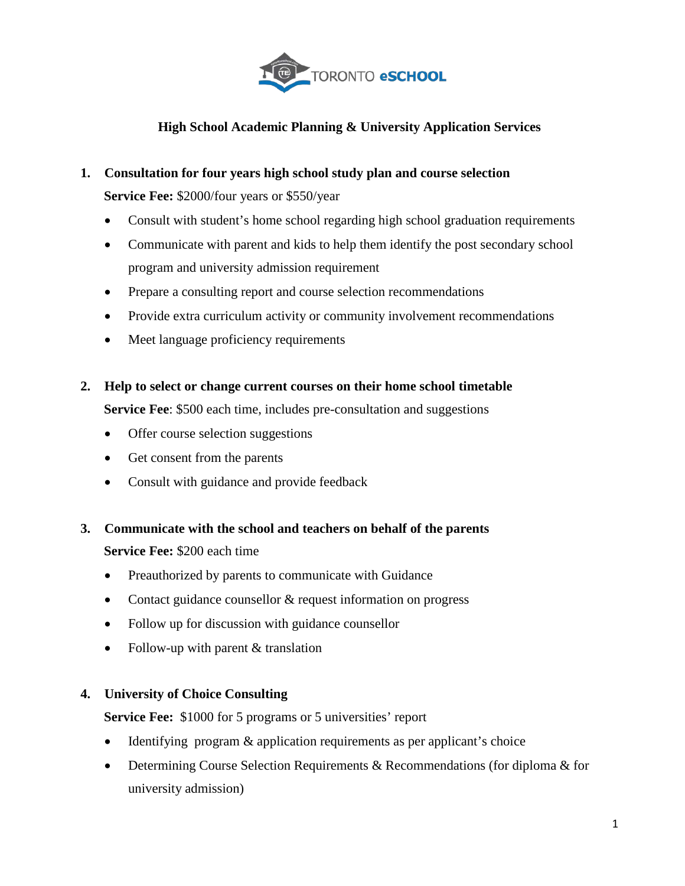TORONTO eSCHOOL

## High School Academic Planning & University Application Services

1. **Consultation for four years high school study plan and course selection**

   **Service Fee:** $2000/four years or $550/year

   - Consult with student's home school regarding high school graduation requirements
   - Communicate with parent and kids to help them identify the post secondary school program and university admission requirement
   - Prepare a consulting report and course selection recommendations
   - Provide extra curriculum activity or community involvement recommendations
   - Meet language proficiency requirements

2. **Help to select or change current courses on their home school timetable**

   **Service Fee**: $500 each time, includes pre-consultation and suggestions

   - Offer course selection suggestions
   - Get consent from the parents
   - Consult with guidance and provide feedback

3. **Communicate with the school and teachers on behalf of the parents**

   **Service Fee:** $200 each time

   - Preauthorized by parents to communicate with Guidance
   - Contact guidance counsellor & request information on progress
   - Follow up for discussion with guidance counsellor
   - Follow-up with parent & translation

4. **University of Choice Consulting**

   **Service Fee:** $1000 for 5 programs or 5 universities' report

   - Identifying program & application requirements as per applicant's choice
   - Determining Course Selection Requirements & Recommendations (for diploma & for university admission)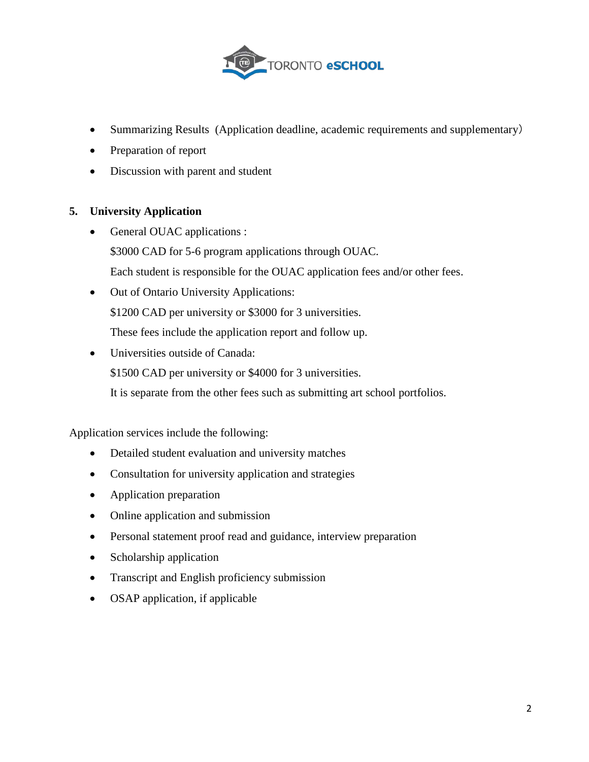- Summarizing Results（Application deadline, academic requirements and supplementary）
- Preparation of report
- Discussion with parent and student

**5. University Application**

- General OUAC applications :

  $3000 CAD for 5-6 program applications through OUAC.

  Each student is responsible for the OUAC application fees and/or other fees.

- Out of Ontario University Applications:

  $1200 CAD per university or $3000 for 3 universities.

  These fees include the application report and follow up.

- Universities outside of Canada:

  $1500 CAD per university or $4000 for 3 universities.

  It is separate from the other fees such as submitting art school portfolios.

Application services include the following:

- Detailed student evaluation and university matches
- Consultation for university application and strategies
- Application preparation
- Online application and submission
- Personal statement proof read and guidance, interview preparation
- Scholarship application
- Transcript and English proficiency submission
- OSAP application, if applicable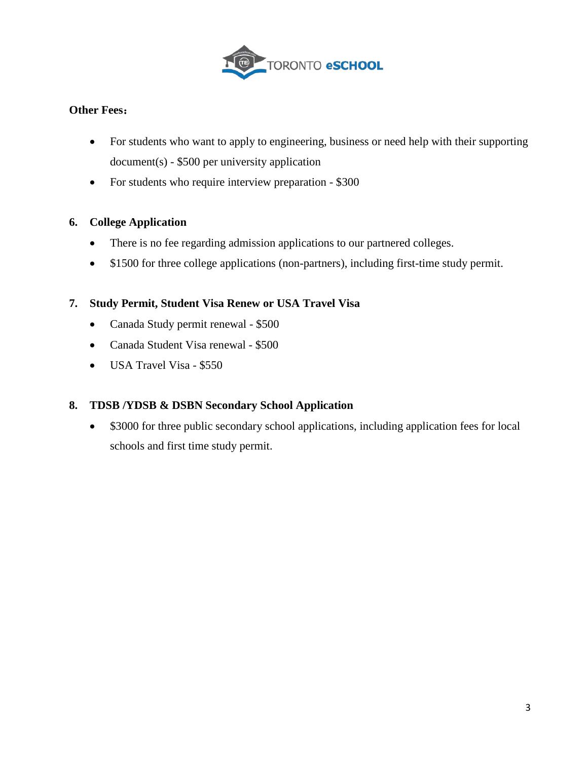**Other Fees：**

- For students who want to apply to engineering, business or need help with their supporting document(s) - $500 per university application
- For students who require interview preparation - $300

**6. College Application**

- There is no fee regarding admission applications to our partnered colleges.
- $1500 for three college applications (non-partners), including first-time study permit.

**7. Study Permit, Student Visa Renew or USA Travel Visa**

- Canada Study permit renewal - $500
- Canada Student Visa renewal - $500
- USA Travel Visa - $550

**8. TDSB /YDSB & DSBN Secondary School Application**

- $3000 for three public secondary school applications, including application fees for local schools and first time study permit.